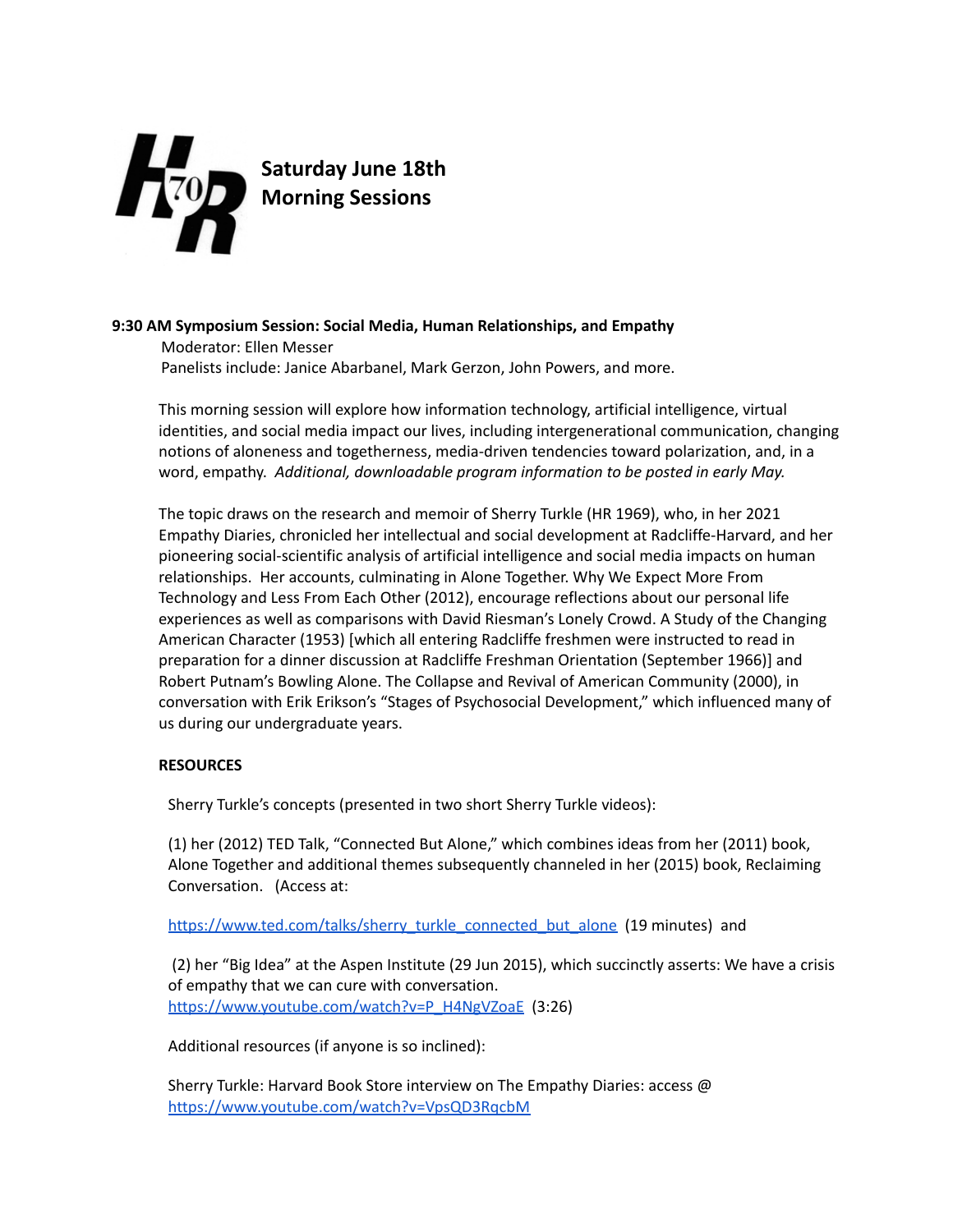# Saturday June 18th
# Morning Sessions

**9:30 AM Symposium Session: Social Media, Human Relationships, and Empathy**

Moderator: Ellen Messer

Panelists include: Janice Abarbanel, Mark Gerzon, John Powers, and more.

This morning session will explore how information technology, artificial intelligence, virtual identities, and social media impact our lives, including intergenerational communication, changing notions of aloneness and togetherness, media-driven tendencies toward polarization, and, in a word, empathy. *Additional, downloadable program information to be posted in early May.*

The topic draws on the research and memoir of Sherry Turkle (HR 1969), who, in her 2021 Empathy Diaries, chronicled her intellectual and social development at Radcliffe-Harvard, and her pioneering social-scientific analysis of artificial intelligence and social media impacts on human relationships. Her accounts, culminating in Alone Together. Why We Expect More From Technology and Less From Each Other (2012), encourage reflections about our personal life experiences as well as comparisons with David Riesman's Lonely Crowd. A Study of the Changing American Character (1953) [which all entering Radcliffe freshmen were instructed to read in preparation for a dinner discussion at Radcliffe Freshman Orientation (September 1966)] and Robert Putnam's Bowling Alone. The Collapse and Revival of American Community (2000), in conversation with Erik Erikson's "Stages of Psychosocial Development," which influenced many of us during our undergraduate years.

**RESOURCES**

Sherry Turkle's concepts (presented in two short Sherry Turkle videos):

(1) her (2012) TED Talk, "Connected But Alone," which combines ideas from her (2011) book, Alone Together and additional themes subsequently channeled in her (2015) book, Reclaiming Conversation. (Access at:

https://www.ted.com/talks/sherry_turkle_connected_but_alone (19 minutes) and

(2) her "Big Idea" at the Aspen Institute (29 Jun 2015), which succinctly asserts: We have a crisis of empathy that we can cure with conversation.
https://www.youtube.com/watch?v=P_H4NgVZoaE (3:26)

Additional resources (if anyone is so inclined):

Sherry Turkle: Harvard Book Store interview on The Empathy Diaries: access @
https://www.youtube.com/watch?v=VpsQD3RqcbM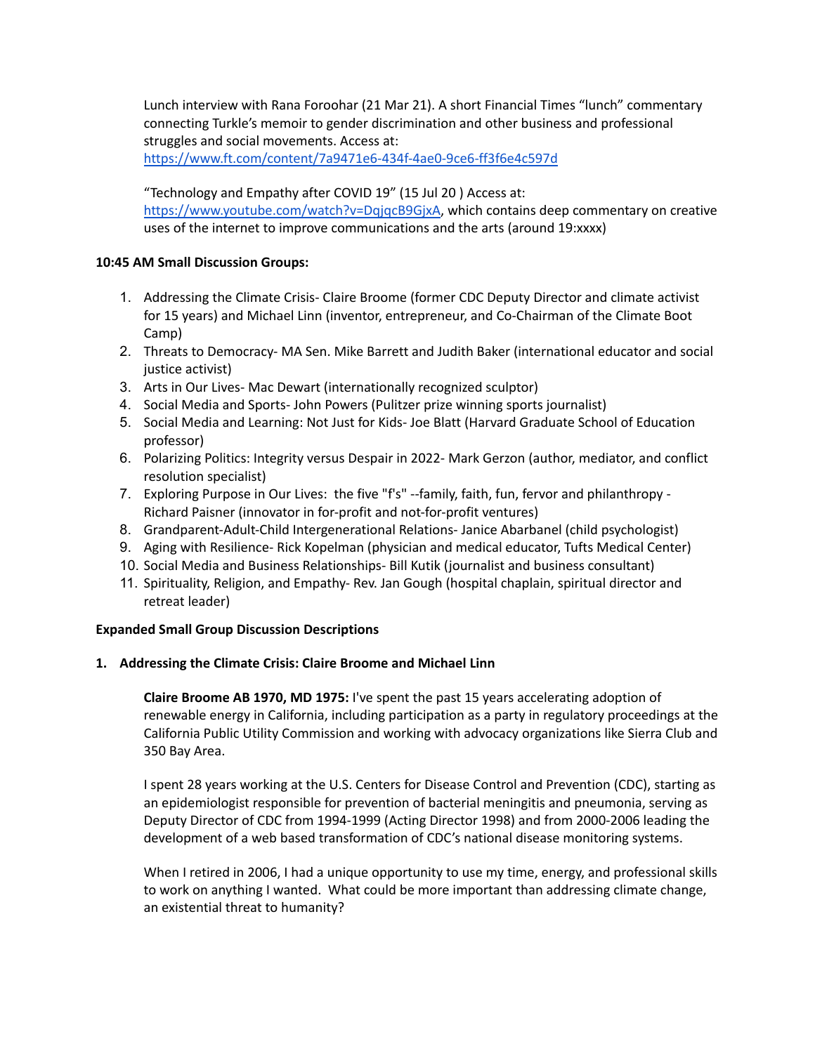Lunch interview with Rana Foroohar (21 Mar 21). A short Financial Times "lunch" commentary connecting Turkle's memoir to gender discrimination and other business and professional struggles and social movements. Access at: https://www.ft.com/content/7a9471e6-434f-4ae0-9ce6-ff3f6e4c597d

"Technology and Empathy after COVID 19" (15 Jul 20 ) Access at: https://www.youtube.com/watch?v=DqjqcB9GjxA, which contains deep commentary on creative uses of the internet to improve communications and the arts (around 19:xxxx)

**10:45 AM Small Discussion Groups:**

1. Addressing the Climate Crisis- Claire Broome (former CDC Deputy Director and climate activist for 15 years) and Michael Linn (inventor, entrepreneur, and Co-Chairman of the Climate Boot Camp)
2. Threats to Democracy- MA Sen. Mike Barrett and Judith Baker (international educator and social justice activist)
3. Arts in Our Lives- Mac Dewart (internationally recognized sculptor)
4. Social Media and Sports- John Powers (Pulitzer prize winning sports journalist)
5. Social Media and Learning: Not Just for Kids- Joe Blatt (Harvard Graduate School of Education professor)
6. Polarizing Politics: Integrity versus Despair in 2022- Mark Gerzon (author, mediator, and conflict resolution specialist)
7. Exploring Purpose in Our Lives: the five "f's" --family, faith, fun, fervor and philanthropy - Richard Paisner (innovator in for-profit and not-for-profit ventures)
8. Grandparent-Adult-Child Intergenerational Relations- Janice Abarbanel (child psychologist)
9. Aging with Resilience- Rick Kopelman (physician and medical educator, Tufts Medical Center)
10. Social Media and Business Relationships- Bill Kutik (journalist and business consultant)
11. Spirituality, Religion, and Empathy- Rev. Jan Gough (hospital chaplain, spiritual director and retreat leader)

**Expanded Small Group Discussion Descriptions**

**1. Addressing the Climate Crisis: Claire Broome and Michael Linn**

**Claire Broome AB 1970, MD 1975:** I've spent the past 15 years accelerating adoption of renewable energy in California, including participation as a party in regulatory proceedings at the California Public Utility Commission and working with advocacy organizations like Sierra Club and 350 Bay Area.

I spent 28 years working at the U.S. Centers for Disease Control and Prevention (CDC), starting as an epidemiologist responsible for prevention of bacterial meningitis and pneumonia, serving as Deputy Director of CDC from 1994-1999 (Acting Director 1998) and from 2000-2006 leading the development of a web based transformation of CDC's national disease monitoring systems.

When I retired in 2006, I had a unique opportunity to use my time, energy, and professional skills to work on anything I wanted. What could be more important than addressing climate change, an existential threat to humanity?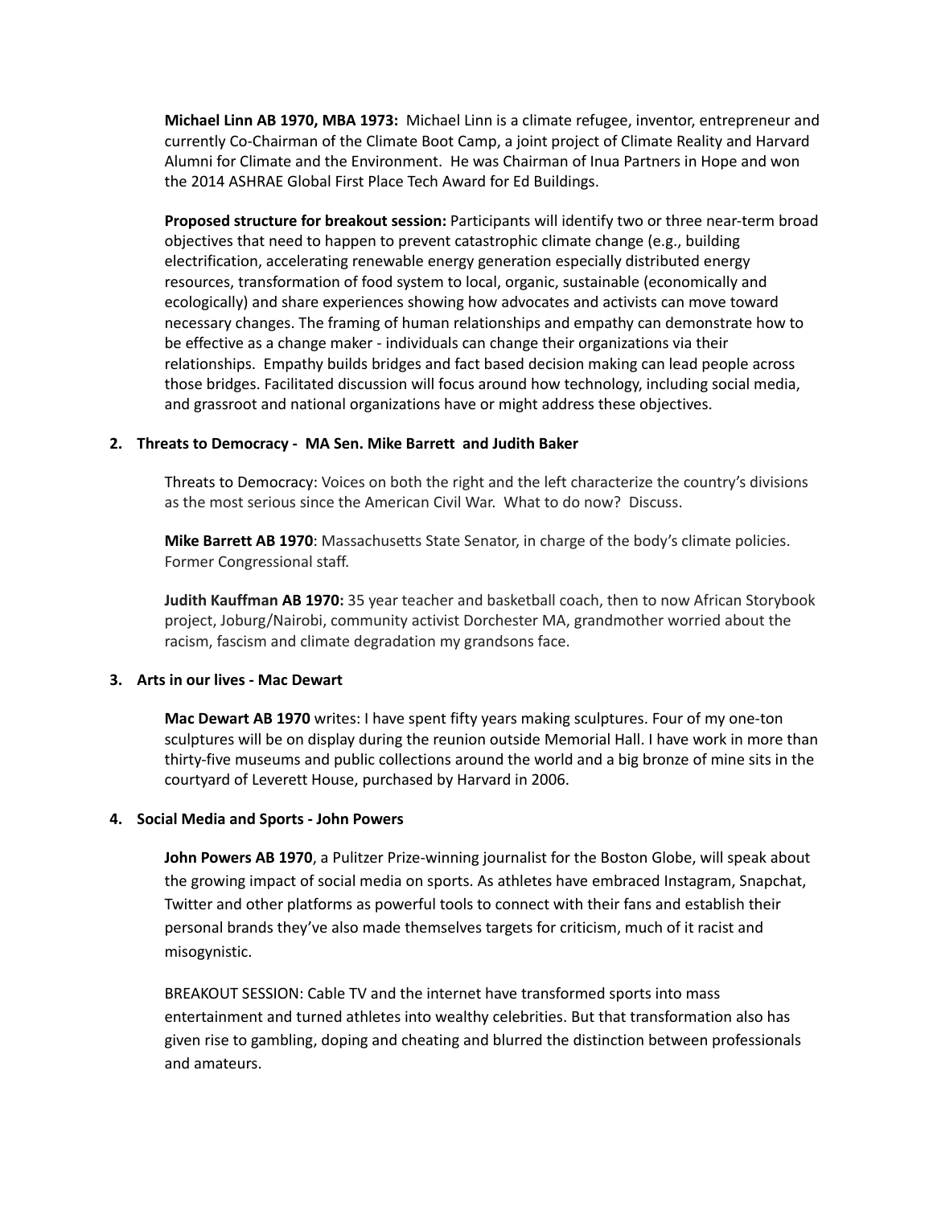**Michael Linn AB 1970, MBA 1973:** Michael Linn is a climate refugee, inventor, entrepreneur and currently Co-Chairman of the Climate Boot Camp, a joint project of Climate Reality and Harvard Alumni for Climate and the Environment. He was Chairman of Inua Partners in Hope and won the 2014 ASHRAE Global First Place Tech Award for Ed Buildings.

**Proposed structure for breakout session:** Participants will identify two or three near-term broad objectives that need to happen to prevent catastrophic climate change (e.g., building electrification, accelerating renewable energy generation especially distributed energy resources, transformation of food system to local, organic, sustainable (economically and ecologically) and share experiences showing how advocates and activists can move toward necessary changes. The framing of human relationships and empathy can demonstrate how to be effective as a change maker - individuals can change their organizations via their relationships. Empathy builds bridges and fact based decision making can lead people across those bridges. Facilitated discussion will focus around how technology, including social media, and grassroot and national organizations have or might address these objectives.

**2. Threats to Democracy - MA Sen. Mike Barrett and Judith Baker**

Threats to Democracy: Voices on both the right and the left characterize the country's divisions as the most serious since the American Civil War. What to do now? Discuss.

**Mike Barrett AB 1970**: Massachusetts State Senator, in charge of the body's climate policies. Former Congressional staff.

**Judith Kauffman AB 1970:** 35 year teacher and basketball coach, then to now African Storybook project, Joburg/Nairobi, community activist Dorchester MA, grandmother worried about the racism, fascism and climate degradation my grandsons face.

**3. Arts in our lives - Mac Dewart**

**Mac Dewart AB 1970** writes: I have spent fifty years making sculptures. Four of my one-ton sculptures will be on display during the reunion outside Memorial Hall. I have work in more than thirty-five museums and public collections around the world and a big bronze of mine sits in the courtyard of Leverett House, purchased by Harvard in 2006.

**4. Social Media and Sports - John Powers**

**John Powers AB 1970**, a Pulitzer Prize-winning journalist for the Boston Globe, will speak about the growing impact of social media on sports. As athletes have embraced Instagram, Snapchat, Twitter and other platforms as powerful tools to connect with their fans and establish their personal brands they've also made themselves targets for criticism, much of it racist and misogynistic.

BREAKOUT SESSION: Cable TV and the internet have transformed sports into mass entertainment and turned athletes into wealthy celebrities. But that transformation also has given rise to gambling, doping and cheating and blurred the distinction between professionals and amateurs.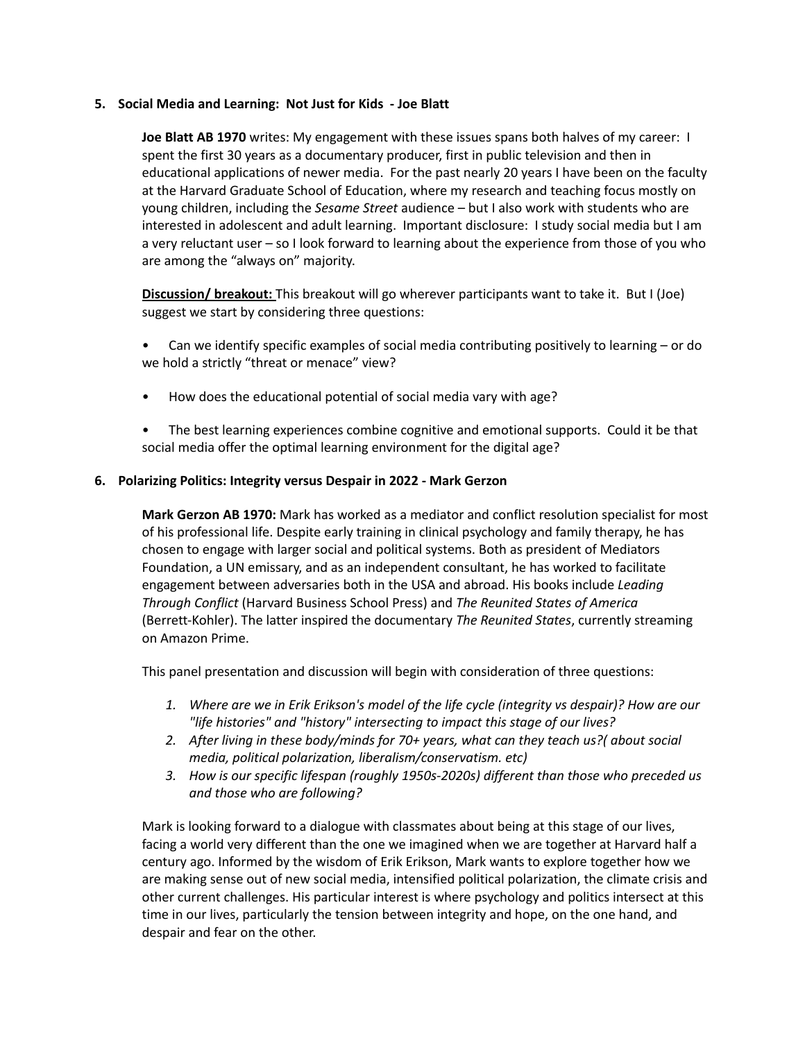**5. Social Media and Learning: Not Just for Kids - Joe Blatt**

**Joe Blatt AB 1970** writes: My engagement with these issues spans both halves of my career: I spent the first 30 years as a documentary producer, first in public television and then in educational applications of newer media. For the past nearly 20 years I have been on the faculty at the Harvard Graduate School of Education, where my research and teaching focus mostly on young children, including the *Sesame Street* audience – but I also work with students who are interested in adolescent and adult learning. Important disclosure: I study social media but I am a very reluctant user – so I look forward to learning about the experience from those of you who are among the "always on" majority.

**Discussion/ breakout:** This breakout will go wherever participants want to take it. But I (Joe) suggest we start by considering three questions:

- Can we identify specific examples of social media contributing positively to learning – or do we hold a strictly "threat or menace" view?
- How does the educational potential of social media vary with age?
- The best learning experiences combine cognitive and emotional supports. Could it be that social media offer the optimal learning environment for the digital age?

**6. Polarizing Politics: Integrity versus Despair in 2022 - Mark Gerzon**

**Mark Gerzon AB 1970:** Mark has worked as a mediator and conflict resolution specialist for most of his professional life. Despite early training in clinical psychology and family therapy, he has chosen to engage with larger social and political systems. Both as president of Mediators Foundation, a UN emissary, and as an independent consultant, he has worked to facilitate engagement between adversaries both in the USA and abroad. His books include *Leading Through Conflict* (Harvard Business School Press) and *The Reunited States of America* (Berrett-Kohler). The latter inspired the documentary *The Reunited States*, currently streaming on Amazon Prime.

This panel presentation and discussion will begin with consideration of three questions:

1. *Where are we in Erik Erikson's model of the life cycle (integrity vs despair)? How are our "life histories" and "history" intersecting to impact this stage of our lives?*
2. *After living in these body/minds for 70+ years, what can they teach us?( about social media, political polarization, liberalism/conservatism. etc)*
3. *How is our specific lifespan (roughly 1950s-2020s) different than those who preceded us and those who are following?*

Mark is looking forward to a dialogue with classmates about being at this stage of our lives, facing a world very different than the one we imagined when we are together at Harvard half a century ago. Informed by the wisdom of Erik Erikson, Mark wants to explore together how we are making sense out of new social media, intensified political polarization, the climate crisis and other current challenges. His particular interest is where psychology and politics intersect at this time in our lives, particularly the tension between integrity and hope, on the one hand, and despair and fear on the other.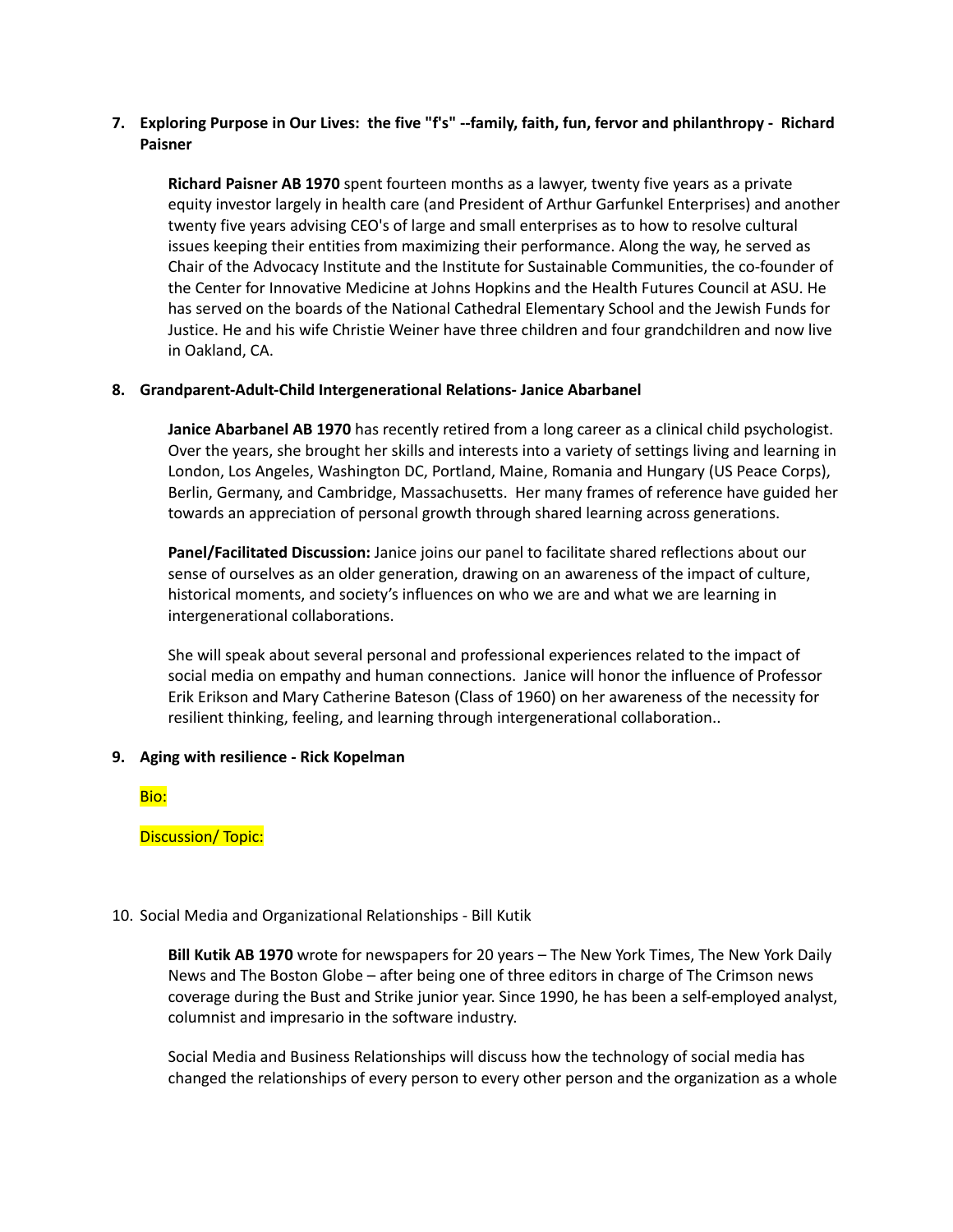7. **Exploring Purpose in Our Lives: the five "f's" --family, faith, fun, fervor and philanthropy - Richard Paisner**

   **Richard Paisner AB 1970** spent fourteen months as a lawyer, twenty five years as a private equity investor largely in health care (and President of Arthur Garfunkel Enterprises) and another twenty five years advising CEO's of large and small enterprises as to how to resolve cultural issues keeping their entities from maximizing their performance. Along the way, he served as Chair of the Advocacy Institute and the Institute for Sustainable Communities, the co-founder of the Center for Innovative Medicine at Johns Hopkins and the Health Futures Council at ASU. He has served on the boards of the National Cathedral Elementary School and the Jewish Funds for Justice. He and his wife Christie Weiner have three children and four grandchildren and now live in Oakland, CA.

8. **Grandparent-Adult-Child Intergenerational Relations- Janice Abarbanel**

   **Janice Abarbanel AB 1970** has recently retired from a long career as a clinical child psychologist. Over the years, she brought her skills and interests into a variety of settings living and learning in London, Los Angeles, Washington DC, Portland, Maine, Romania and Hungary (US Peace Corps), Berlin, Germany, and Cambridge, Massachusetts. Her many frames of reference have guided her towards an appreciation of personal growth through shared learning across generations.

   **Panel/Facilitated Discussion:** Janice joins our panel to facilitate shared reflections about our sense of ourselves as an older generation, drawing on an awareness of the impact of culture, historical moments, and society's influences on who we are and what we are learning in intergenerational collaborations.

   She will speak about several personal and professional experiences related to the impact of social media on empathy and human connections. Janice will honor the influence of Professor Erik Erikson and Mary Catherine Bateson (Class of 1960) on her awareness of the necessity for resilient thinking, feeling, and learning through intergenerational collaboration..

9. **Aging with resilience - Rick Kopelman**

   Bio:

   Discussion/ Topic:

10. Social Media and Organizational Relationships - Bill Kutik

    **Bill Kutik AB 1970** wrote for newspapers for 20 years – The New York Times, The New York Daily News and The Boston Globe – after being one of three editors in charge of The Crimson news coverage during the Bust and Strike junior year. Since 1990, he has been a self-employed analyst, columnist and impresario in the software industry.

    Social Media and Business Relationships will discuss how the technology of social media has changed the relationships of every person to every other person and the organization as a whole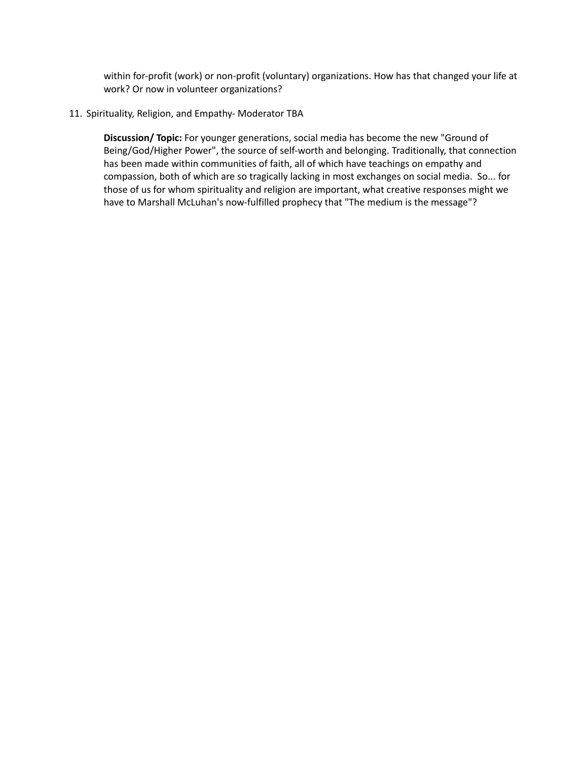within for-profit (work) or non-profit (voluntary) organizations. How has that changed your life at work? Or now in volunteer organizations?

11. Spirituality, Religion, and Empathy- Moderator TBA

    **Discussion/ Topic:** For younger generations, social media has become the new "Ground of Being/God/Higher Power", the source of self-worth and belonging. Traditionally, that connection has been made within communities of faith, all of which have teachings on empathy and compassion, both of which are so tragically lacking in most exchanges on social media. So... for those of us for whom spirituality and religion are important, what creative responses might we have to Marshall McLuhan's now-fulfilled prophecy that "The medium is the message"?